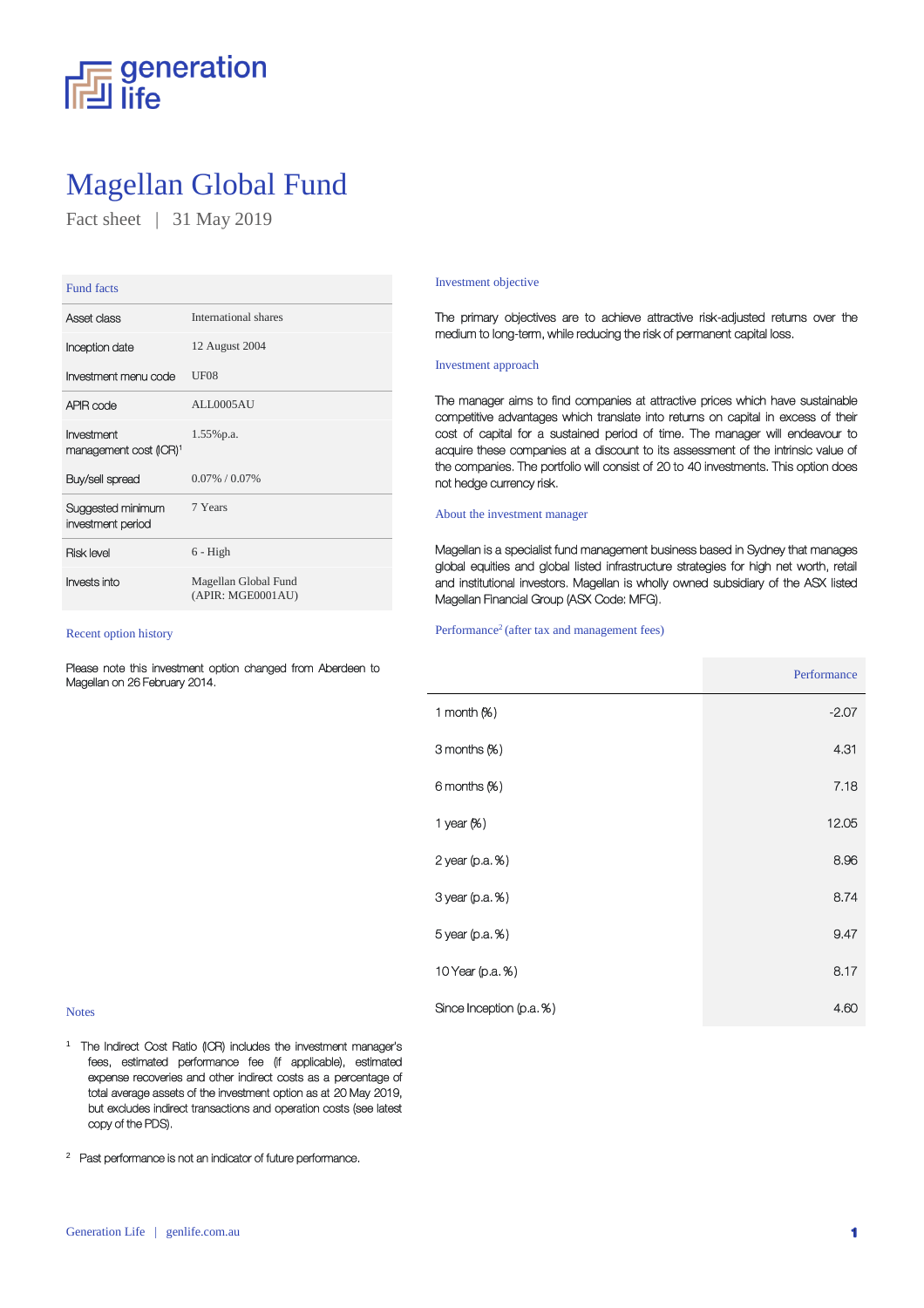generation life

# Magellan Global Fund

Fact sheet | 31 May 2019

## Fund facts

| | |
|---|---|
| Asset class | International shares |
| Inception date | 12 August 2004 |
| Investment menu code | UF08 |
| APIR code | ALL0005AU |
| Investment management cost (ICR)[1] | 1.55%p.a. |
| Buy/sell spread | 0.07% / 0.07% |
| Suggested minimum investment period | 7 Years |
| Risk level | 6 - High |
| Invests into | Magellan Global Fund (APIR: MGE0001AU) |

## Recent option history

Please note this investment option changed from Aberdeen to Magellan on 26 February 2014.

## Investment objective

The primary objectives are to achieve attractive risk-adjusted returns over the medium to long-term, while reducing the risk of permanent capital loss.

## Investment approach

The manager aims to find companies at attractive prices which have sustainable competitive advantages which translate into returns on capital in excess of their cost of capital for a sustained period of time. The manager will endeavour to acquire these companies at a discount to its assessment of the intrinsic value of the companies. The portfolio will consist of 20 to 40 investments. This option does not hedge currency risk.

## About the investment manager

Magellan is a specialist fund management business based in Sydney that manages global equities and global listed infrastructure strategies for high net worth, retail and institutional investors. Magellan is wholly owned subsidiary of the ASX listed Magellan Financial Group (ASX Code: MFG).

## Performance[2] (after tax and management fees)

| | Performance |
|---|---|
| 1 month (%) | -2.07 |
| 3 months (%) | 4.31 |
| 6 months (%) | 7.18 |
| 1 year (%) | 12.05 |
| 2 year (p.a. %) | 8.96 |
| 3 year (p.a. %) | 8.74 |
| 5 year (p.a. %) | 9.47 |
| 10 Year (p.a. %) | 8.17 |
| Since Inception (p.a. %) | 4.60 |

## Notes

[1] The Indirect Cost Ratio (ICR) includes the investment manager's fees, estimated performance fee (if applicable), estimated expense recoveries and other indirect costs as a percentage of total average assets of the investment option as at 20 May 2019, but excludes indirect transactions and operation costs (see latest copy of the PDS).

[2] Past performance is not an indicator of future performance.

Generation Life | genlife.com.au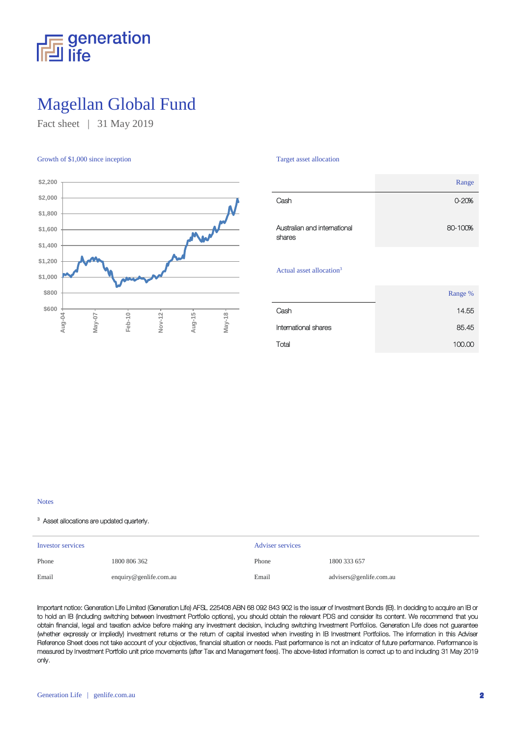# Magellan Global Fund

Fact sheet | 31 May 2019

### Growth of $1,000 since inception

$2,200
$2,000
$1,800
$1,600
$1,400
$1,200
$1,000
$800
$600

Aug-04
May-07
Feb-10
Nov-12
Aug-15
May-18

### Target asset allocation

| | Range |
|---|---|
| Cash | 0-20% |
| Australian and international shares | 80-100% |

### Actual asset allocation[3]

| | Range % |
|---|---|
| Cash | 14.55 |
| International shares | 85.45 |
| Total | 100.00 |

### Notes

[3] Asset allocations are updated quarterly.

| Investor services | | Adviser services | |
|---|---|---|---|
| Phone | 1800 806 362 | Phone | 1800 333 657 |
| Email | enquiry@genlife.com.au | Email | advisers@genlife.com.au |

Important notice: Generation Life Limited (Generation Life) AFSL 225408 ABN 68 092 843 902 is the issuer of Investment Bonds (IB). In deciding to acquire an IB or to hold an IB (including switching between Investment Portfolio options), you should obtain the relevant PDS and consider its content. We recommend that you obtain financial, legal and taxation advice before making any investment decision, including switching Investment Portfolios. Generation Life does not guarantee (whether expressly or impliedly) investment returns or the return of capital invested when investing in IB Investment Portfolios. The information in this Adviser Reference Sheet does not take account of your objectives, financial situation or needs. Past performance is not an indicator of future performance. Performance is measured by Investment Portfolio unit price movements (after Tax and Management fees). The above-listed information is correct up to and including 31 May 2019 only.

Generation Life | genlife.com.au